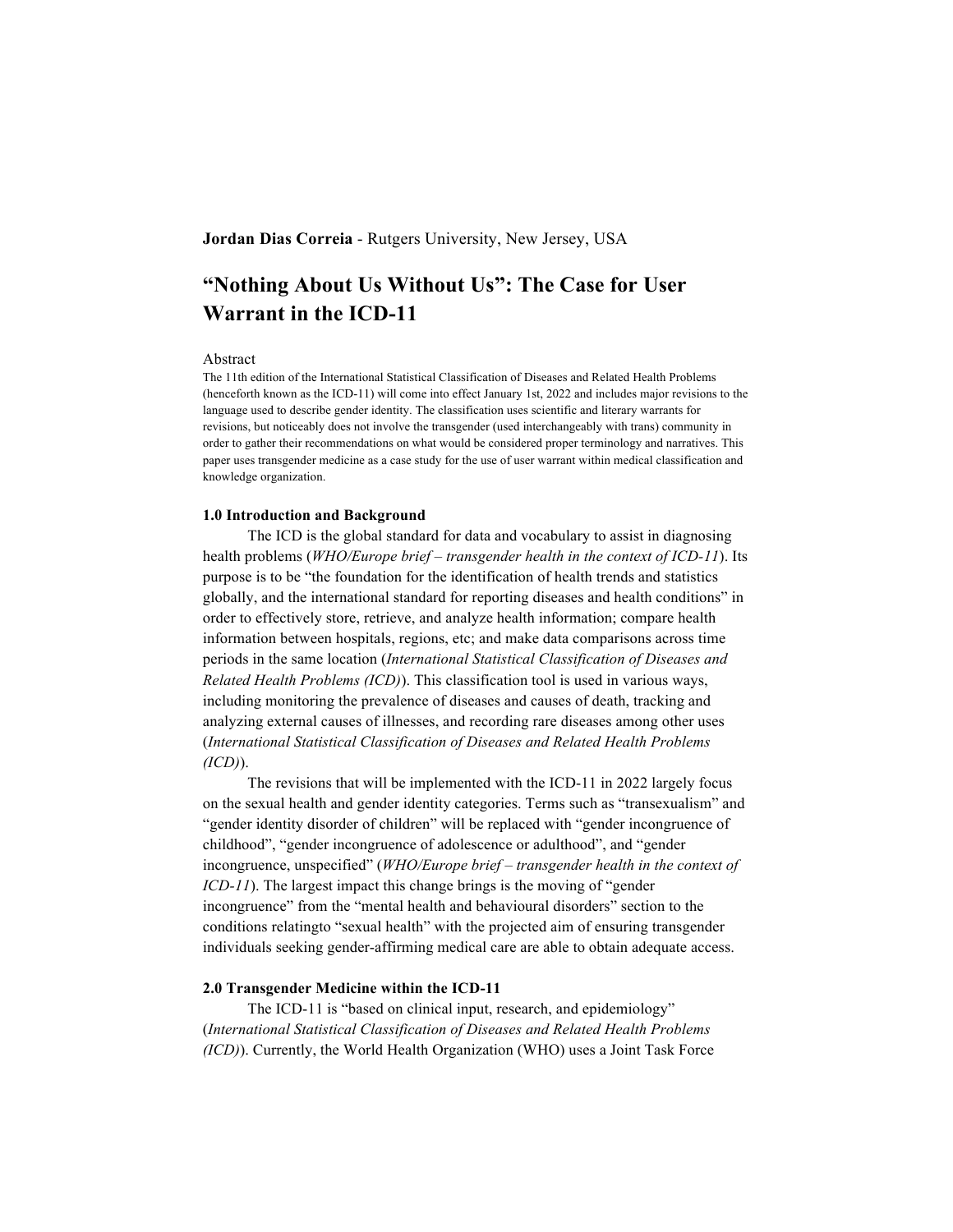**Jordan Dias Correia** - Rutgers University, New Jersey, USA

# "Nothing About Us Without Us": The Case for User Warrant in the ICD-11

## Abstract

The 11th edition of the International Statistical Classification of Diseases and Related Health Problems (henceforth known as the ICD-11) will come into effect January 1st, 2022 and includes major revisions to the language used to describe gender identity. The classification uses scientific and literary warrants for revisions, but noticeably does not involve the transgender (used interchangeably with trans) community in order to gather their recommendations on what would be considered proper terminology and narratives. This paper uses transgender medicine as a case study for the use of user warrant within medical classification and knowledge organization.

## 1.0 Introduction and Background

The ICD is the global standard for data and vocabulary to assist in diagnosing health problems (*WHO/Europe brief – transgender health in the context of ICD-11*). Its purpose is to be "the foundation for the identification of health trends and statistics globally, and the international standard for reporting diseases and health conditions" in order to effectively store, retrieve, and analyze health information; compare health information between hospitals, regions, etc; and make data comparisons across time periods in the same location (*International Statistical Classification of Diseases and Related Health Problems (ICD)*). This classification tool is used in various ways, including monitoring the prevalence of diseases and causes of death, tracking and analyzing external causes of illnesses, and recording rare diseases among other uses (*International Statistical Classification of Diseases and Related Health Problems (ICD)*).

The revisions that will be implemented with the ICD-11 in 2022 largely focus on the sexual health and gender identity categories. Terms such as "transexualism" and "gender identity disorder of children" will be replaced with "gender incongruence of childhood", "gender incongruence of adolescence or adulthood", and "gender incongruence, unspecified" (*WHO/Europe brief – transgender health in the context of ICD-11*). The largest impact this change brings is the moving of "gender incongruence" from the "mental health and behavioural disorders" section to the conditions relatingto "sexual health" with the projected aim of ensuring transgender individuals seeking gender-affirming medical care are able to obtain adequate access.

## 2.0 Transgender Medicine within the ICD-11

The ICD-11 is "based on clinical input, research, and epidemiology" (*International Statistical Classification of Diseases and Related Health Problems (ICD)*). Currently, the World Health Organization (WHO) uses a Joint Task Force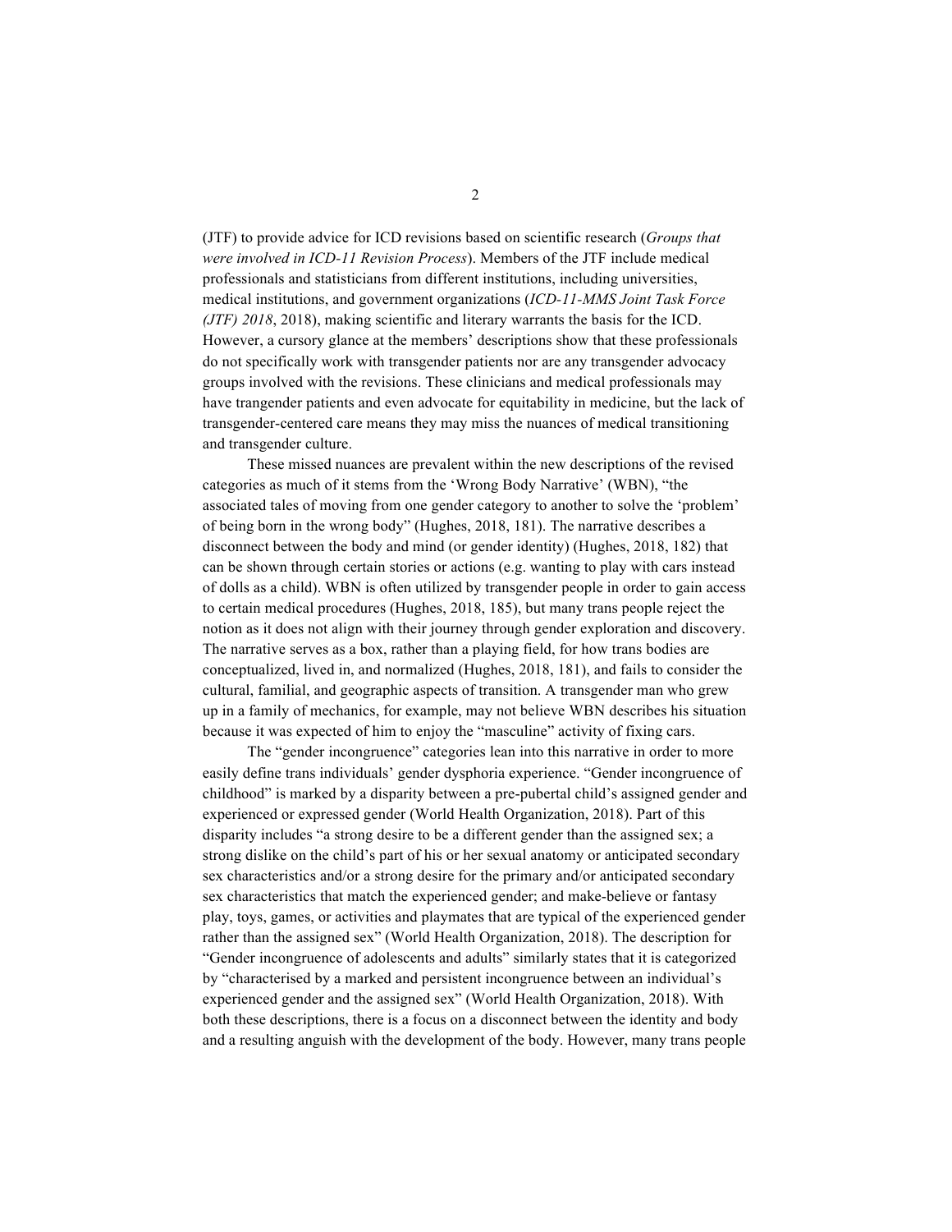(JTF) to provide advice for ICD revisions based on scientific research (*Groups that were involved in ICD-11 Revision Process*). Members of the JTF include medical professionals and statisticians from different institutions, including universities, medical institutions, and government organizations (*ICD-11-MMS Joint Task Force (JTF) 2018*, 2018), making scientific and literary warrants the basis for the ICD. However, a cursory glance at the members' descriptions show that these professionals do not specifically work with transgender patients nor are any transgender advocacy groups involved with the revisions. These clinicians and medical professionals may have trangender patients and even advocate for equitability in medicine, but the lack of transgender-centered care means they may miss the nuances of medical transitioning and transgender culture.

These missed nuances are prevalent within the new descriptions of the revised categories as much of it stems from the 'Wrong Body Narrative' (WBN), "the associated tales of moving from one gender category to another to solve the 'problem' of being born in the wrong body" (Hughes, 2018, 181). The narrative describes a disconnect between the body and mind (or gender identity) (Hughes, 2018, 182) that can be shown through certain stories or actions (e.g. wanting to play with cars instead of dolls as a child). WBN is often utilized by transgender people in order to gain access to certain medical procedures (Hughes, 2018, 185), but many trans people reject the notion as it does not align with their journey through gender exploration and discovery. The narrative serves as a box, rather than a playing field, for how trans bodies are conceptualized, lived in, and normalized (Hughes, 2018, 181), and fails to consider the cultural, familial, and geographic aspects of transition. A transgender man who grew up in a family of mechanics, for example, may not believe WBN describes his situation because it was expected of him to enjoy the "masculine" activity of fixing cars.

The "gender incongruence" categories lean into this narrative in order to more easily define trans individuals' gender dysphoria experience. "Gender incongruence of childhood" is marked by a disparity between a pre-pubertal child's assigned gender and experienced or expressed gender (World Health Organization, 2018). Part of this disparity includes "a strong desire to be a different gender than the assigned sex; a strong dislike on the child's part of his or her sexual anatomy or anticipated secondary sex characteristics and/or a strong desire for the primary and/or anticipated secondary sex characteristics that match the experienced gender; and make-believe or fantasy play, toys, games, or activities and playmates that are typical of the experienced gender rather than the assigned sex" (World Health Organization, 2018). The description for "Gender incongruence of adolescents and adults" similarly states that it is categorized by "characterised by a marked and persistent incongruence between an individual's experienced gender and the assigned sex" (World Health Organization, 2018). With both these descriptions, there is a focus on a disconnect between the identity and body and a resulting anguish with the development of the body. However, many trans people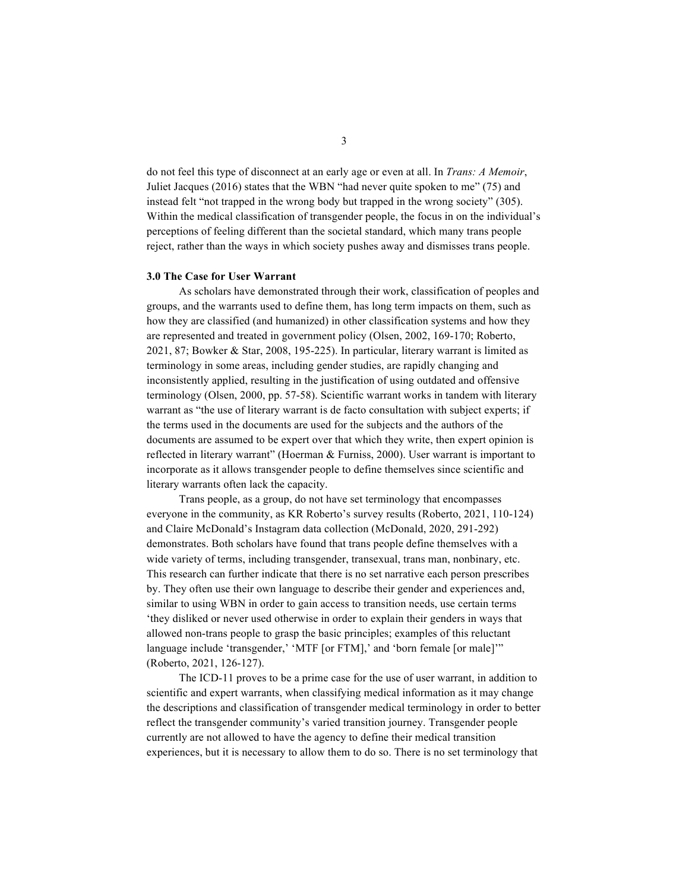do not feel this type of disconnect at an early age or even at all. In *Trans: A Memoir*, Juliet Jacques (2016) states that the WBN "had never quite spoken to me" (75) and instead felt "not trapped in the wrong body but trapped in the wrong society" (305). Within the medical classification of transgender people, the focus in on the individual's perceptions of feeling different than the societal standard, which many trans people reject, rather than the ways in which society pushes away and dismisses trans people.

### 3.0 The Case for User Warrant

As scholars have demonstrated through their work, classification of peoples and groups, and the warrants used to define them, has long term impacts on them, such as how they are classified (and humanized) in other classification systems and how they are represented and treated in government policy (Olsen, 2002, 169-170; Roberto, 2021, 87; Bowker & Star, 2008, 195-225). In particular, literary warrant is limited as terminology in some areas, including gender studies, are rapidly changing and inconsistently applied, resulting in the justification of using outdated and offensive terminology (Olsen, 2000, pp. 57-58). Scientific warrant works in tandem with literary warrant as "the use of literary warrant is de facto consultation with subject experts; if the terms used in the documents are used for the subjects and the authors of the documents are assumed to be expert over that which they write, then expert opinion is reflected in literary warrant" (Hoerman & Furniss, 2000). User warrant is important to incorporate as it allows transgender people to define themselves since scientific and literary warrants often lack the capacity.

Trans people, as a group, do not have set terminology that encompasses everyone in the community, as KR Roberto's survey results (Roberto, 2021, 110-124) and Claire McDonald's Instagram data collection (McDonald, 2020, 291-292) demonstrates. Both scholars have found that trans people define themselves with a wide variety of terms, including transgender, transexual, trans man, nonbinary, etc. This research can further indicate that there is no set narrative each person prescribes by. They often use their own language to describe their gender and experiences and, similar to using WBN in order to gain access to transition needs, use certain terms 'they disliked or never used otherwise in order to explain their genders in ways that allowed non-trans people to grasp the basic principles; examples of this reluctant language include 'transgender,' 'MTF [or FTM],' and 'born female [or male]'" (Roberto, 2021, 126-127).

The ICD-11 proves to be a prime case for the use of user warrant, in addition to scientific and expert warrants, when classifying medical information as it may change the descriptions and classification of transgender medical terminology in order to better reflect the transgender community's varied transition journey. Transgender people currently are not allowed to have the agency to define their medical transition experiences, but it is necessary to allow them to do so. There is no set terminology that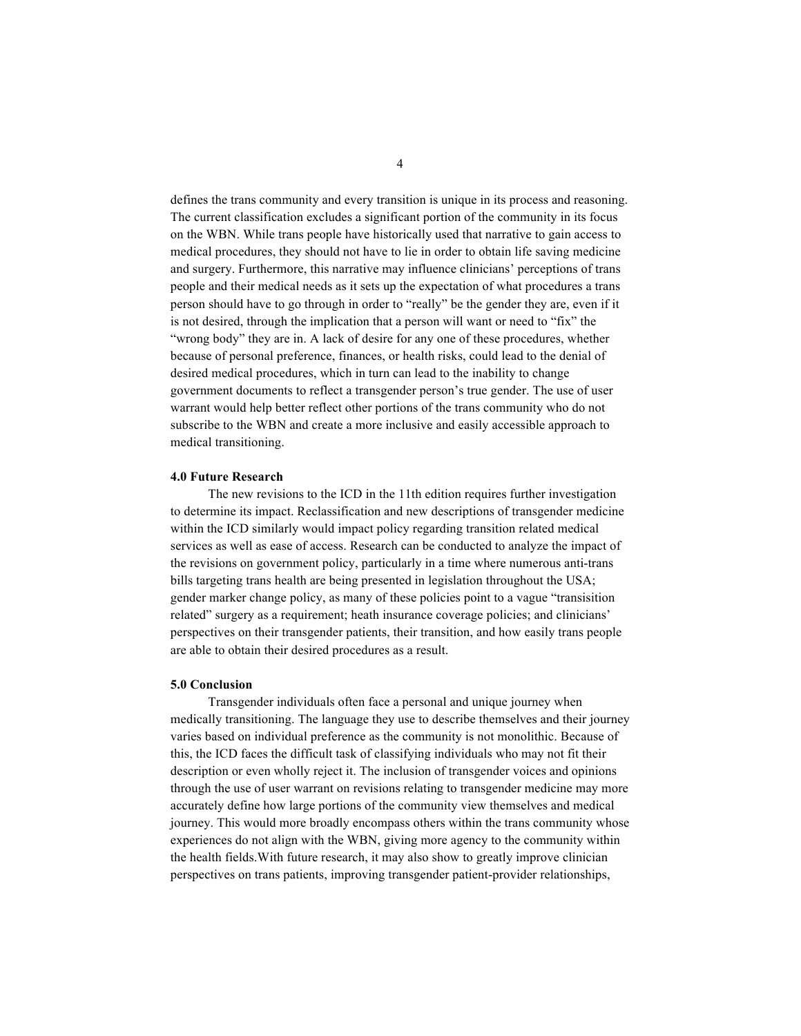defines the trans community and every transition is unique in its process and reasoning. The current classification excludes a significant portion of the community in its focus on the WBN. While trans people have historically used that narrative to gain access to medical procedures, they should not have to lie in order to obtain life saving medicine and surgery. Furthermore, this narrative may influence clinicians' perceptions of trans people and their medical needs as it sets up the expectation of what procedures a trans person should have to go through in order to "really" be the gender they are, even if it is not desired, through the implication that a person will want or need to "fix" the "wrong body" they are in. A lack of desire for any one of these procedures, whether because of personal preference, finances, or health risks, could lead to the denial of desired medical procedures, which in turn can lead to the inability to change government documents to reflect a transgender person's true gender. The use of user warrant would help better reflect other portions of the trans community who do not subscribe to the WBN and create a more inclusive and easily accessible approach to medical transitioning.

## 4.0 Future Research

The new revisions to the ICD in the 11th edition requires further investigation to determine its impact. Reclassification and new descriptions of transgender medicine within the ICD similarly would impact policy regarding transition related medical services as well as ease of access. Research can be conducted to analyze the impact of the revisions on government policy, particularly in a time where numerous anti-trans bills targeting trans health are being presented in legislation throughout the USA; gender marker change policy, as many of these policies point to a vague "transisition related" surgery as a requirement; heath insurance coverage policies; and clinicians' perspectives on their transgender patients, their transition, and how easily trans people are able to obtain their desired procedures as a result.

## 5.0 Conclusion

Transgender individuals often face a personal and unique journey when medically transitioning. The language they use to describe themselves and their journey varies based on individual preference as the community is not monolithic. Because of this, the ICD faces the difficult task of classifying individuals who may not fit their description or even wholly reject it. The inclusion of transgender voices and opinions through the use of user warrant on revisions relating to transgender medicine may more accurately define how large portions of the community view themselves and medical journey. This would more broadly encompass others within the trans community whose experiences do not align with the WBN, giving more agency to the community within the health fields.With future research, it may also show to greatly improve clinician perspectives on trans patients, improving transgender patient-provider relationships,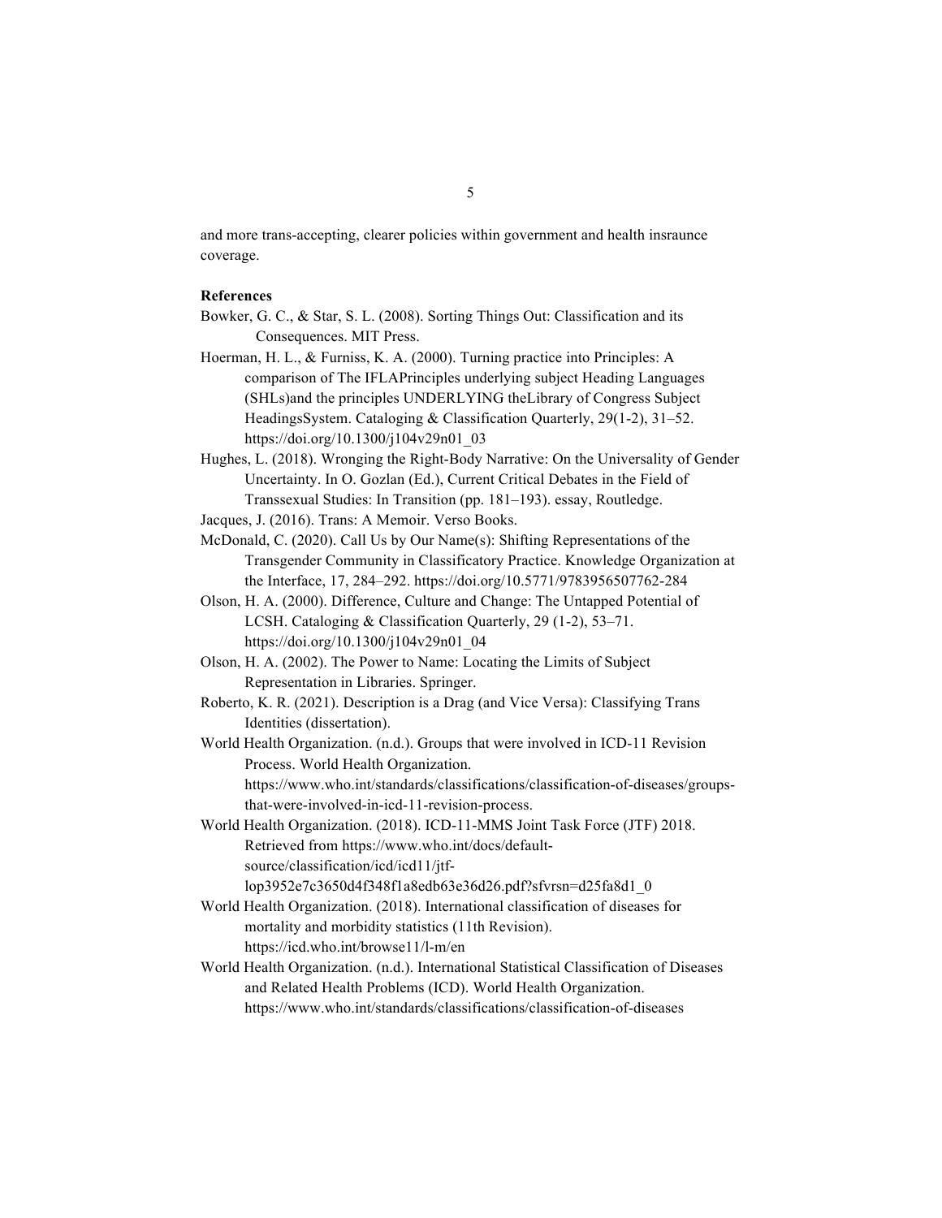and more trans-accepting, clearer policies within government and health insraunce coverage.

**References**

Bowker, G. C., & Star, S. L. (2008). Sorting Things Out: Classification and its Consequences. MIT Press.

Hoerman, H. L., & Furniss, K. A. (2000). Turning practice into Principles: A comparison of The IFLAPrinciples underlying subject Heading Languages (SHLs)and the principles UNDERLYING theLibrary of Congress Subject HeadingsSystem. Cataloging & Classification Quarterly, 29(1-2), 31–52. https://doi.org/10.1300/j104v29n01_03

Hughes, L. (2018). Wronging the Right-Body Narrative: On the Universality of Gender Uncertainty. In O. Gozlan (Ed.), Current Critical Debates in the Field of Transsexual Studies: In Transition (pp. 181–193). essay, Routledge.

Jacques, J. (2016). Trans: A Memoir. Verso Books.

McDonald, C. (2020). Call Us by Our Name(s): Shifting Representations of the Transgender Community in Classificatory Practice. Knowledge Organization at the Interface, 17, 284–292. https://doi.org/10.5771/9783956507762-284

Olson, H. A. (2000). Difference, Culture and Change: The Untapped Potential of LCSH. Cataloging & Classification Quarterly, 29 (1-2), 53–71. https://doi.org/10.1300/j104v29n01_04

Olson, H. A. (2002). The Power to Name: Locating the Limits of Subject Representation in Libraries. Springer.

Roberto, K. R. (2021). Description is a Drag (and Vice Versa): Classifying Trans Identities (dissertation).

World Health Organization. (n.d.). Groups that were involved in ICD-11 Revision Process. World Health Organization. https://www.who.int/standards/classifications/classification-of-diseases/groups-that-were-involved-in-icd-11-revision-process.

World Health Organization. (2018). ICD-11-MMS Joint Task Force (JTF) 2018. Retrieved from https://www.who.int/docs/default-source/classification/icd/icd11/jtf-lop3952e7c3650d4f348f1a8edb63e36d26.pdf?sfvrsn=d25fa8d1_0

World Health Organization. (2018). International classification of diseases for mortality and morbidity statistics (11th Revision). https://icd.who.int/browse11/l-m/en

World Health Organization. (n.d.). International Statistical Classification of Diseases and Related Health Problems (ICD). World Health Organization. https://www.who.int/standards/classifications/classification-of-diseases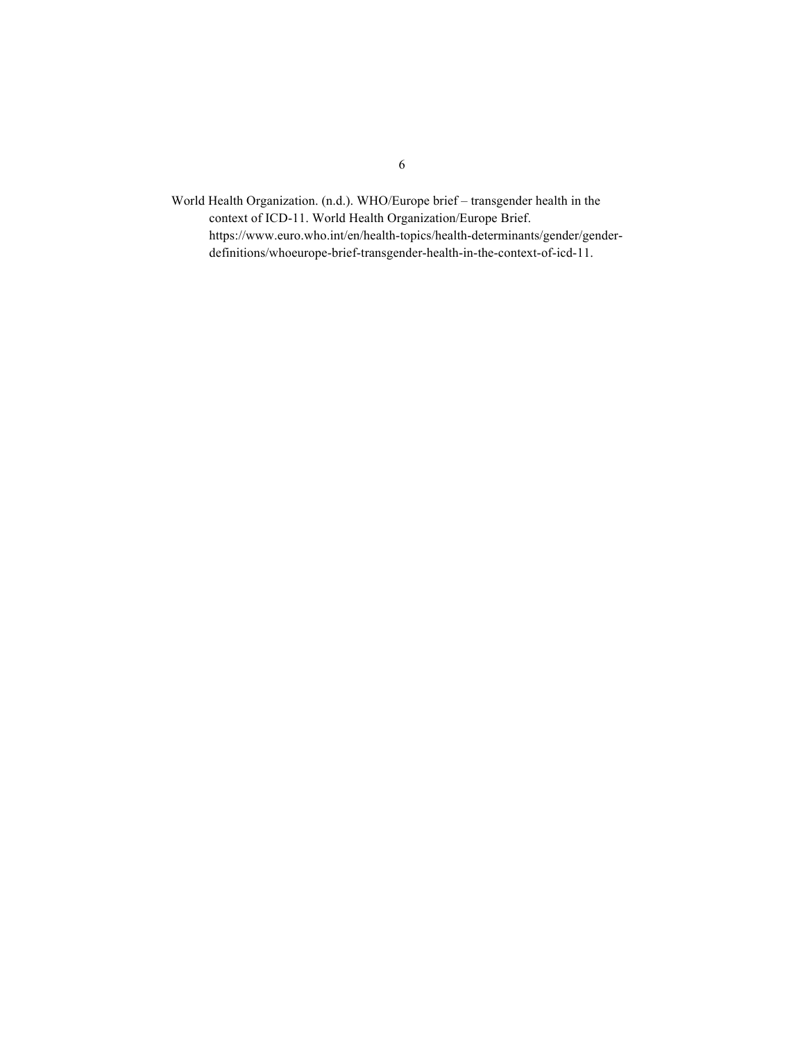World Health Organization. (n.d.). WHO/Europe brief – transgender health in the context of ICD-11. World Health Organization/Europe Brief. https://www.euro.who.int/en/health-topics/health-determinants/gender/gender-definitions/whoeurope-brief-transgender-health-in-the-context-of-icd-11.